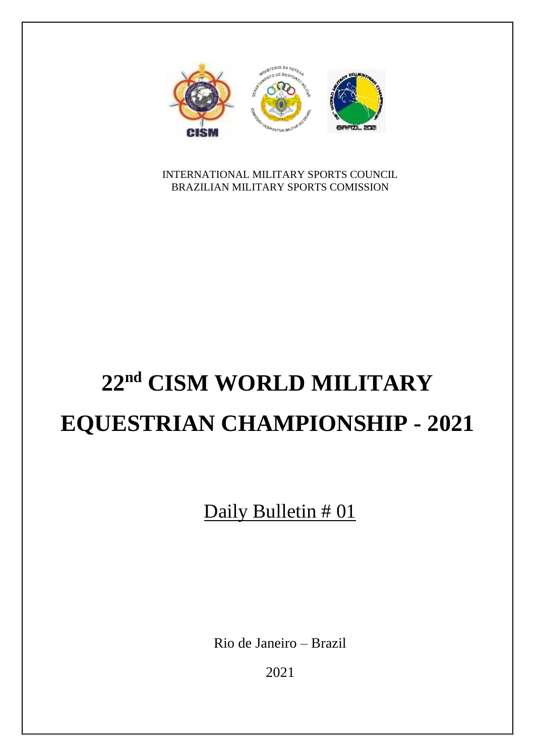INTERNATIONAL MILITARY SPORTS COUNCIL
BRAZILIAN MILITARY SPORTS COMISSION

# 22nd CISM WORLD MILITARY EQUESTRIAN CHAMPIONSHIP - 2021

Daily Bulletin # 01

Rio de Janeiro – Brazil

2021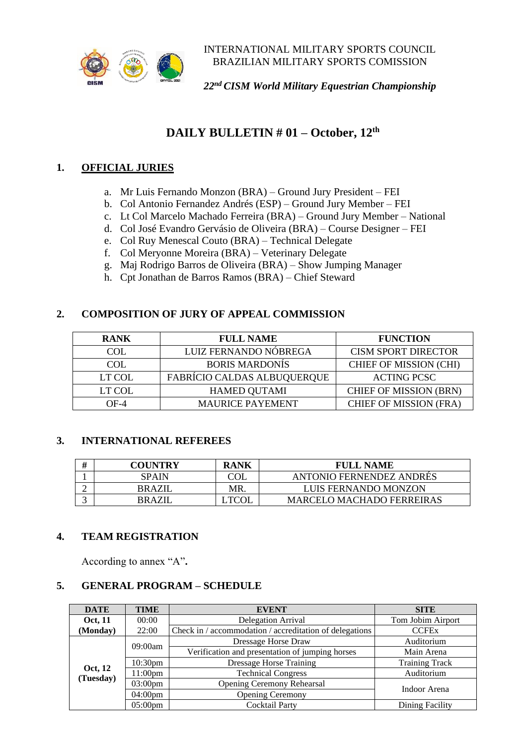INTERNATIONAL MILITARY SPORTS COUNCIL
BRAZILIAN MILITARY SPORTS COMISSION

***22nd CISM World Military Equestrian Championship***

# DAILY BULLETIN # 01 – October, 12th

## 1. OFFICIAL JURIES

a. Mr Luis Fernando Monzon (BRA) – Ground Jury President – FEI
b. Col Antonio Fernandez Andrés (ESP) – Ground Jury Member – FEI
c. Lt Col Marcelo Machado Ferreira (BRA) – Ground Jury Member – National
d. Col José Evandro Gervásio de Oliveira (BRA) – Course Designer – FEI
e. Col Ruy Menescal Couto (BRA) – Technical Delegate
f. Col Meryonne Moreira (BRA) – Veterinary Delegate
g. Maj Rodrigo Barros de Oliveira (BRA) – Show Jumping Manager
h. Cpt Jonathan de Barros Ramos (BRA) – Chief Steward

## 2. COMPOSITION OF JURY OF APPEAL COMMISSION

| RANK | FULL NAME | FUNCTION |
|---|---|---|
| COL | LUIZ FERNANDO NÓBREGA | CISM SPORT DIRECTOR |
| COL | BORIS MARDONÍS | CHIEF OF MISSION (CHI) |
| LT COL | FABRÍCIO CALDAS ALBUQUERQUE | ACTING PCSC |
| LT COL | HAMED QUTAMI | CHIEF OF MISSION (BRN) |
| OF-4 | MAURICE PAYEMENT | CHIEF OF MISSION (FRA) |

## 3. INTERNATIONAL REFEREES

| # | COUNTRY | RANK | FULL NAME |
|---|---|---|---|
| 1 | SPAIN | COL | ANTONIO FERNENDEZ ANDRÉS |
| 2 | BRAZIL | MR. | LUIS FERNANDO MONZON |
| 3 | BRAZIL | LTCOL | MARCELO MACHADO FERREIRAS |

## 4. TEAM REGISTRATION

According to annex "A"**.**

## 5. GENERAL PROGRAM – SCHEDULE

| DATE | TIME | EVENT | SITE |
|---|---|---|---|
| **Oct, 11 (Monday)** | 00:00 | Delegation Arrival | Tom Jobim Airport |
| | 22:00 | Check in / accommodation / accreditation of delegations | CCFEx |
| **Oct, 12 (Tuesday)** | 09:00am | Dressage Horse Draw | Auditorium |
| | | Verification and presentation of jumping horses | Main Arena |
| | 10:30pm | Dressage Horse Training | Training Track |
| | 11:00pm | Technical Congress | Auditorium |
| | 03:00pm | Opening Ceremony Rehearsal | Indoor Arena |
| | 04:00pm | Opening Ceremony | |
| | 05:00pm | Cocktail Party | Dining Facility |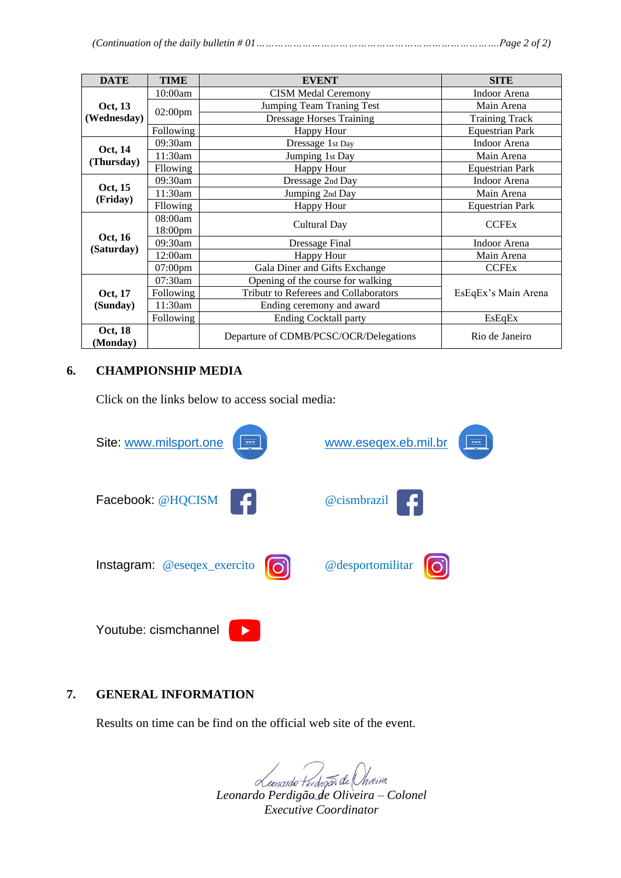(Continuation of the daily bulletin # 01………………………………………………………………………….Page 2 of 2)

| DATE | TIME | EVENT | SITE |
|---|---|---|---|
| **Oct, 13 (Wednesday)** | 10:00am | CISM Medal Ceremony | Indoor Arena |
| | 02:00pm | Jumping Team Traning Test | Main Arena |
| | | Dressage Horses Training | Training Track |
| | Following | Happy Hour | Equestrian Park |
| **Oct, 14 (Thursday)** | 09:30am | Dressage 1st Day | Indoor Arena |
| | 11:30am | Jumping 1st Day | Main Arena |
| | Fllowing | Happy Hour | Equestrian Park |
| **Oct, 15 (Friday)** | 09:30am | Dressage 2nd Day | Indoor Arena |
| | 11:30am | Jumping 2nd Day | Main Arena |
| | Fllowing | Happy Hour | Equestrian Park |
| **Oct, 16 (Saturday)** | 08:00am 18:00pm | Cultural Day | CCFEx |
| | 09:30am | Dressage Final | Indoor Arena |
| | 12:00am | Happy Hour | Main Arena |
| | 07:00pm | Gala Diner and Gifts Exchange | CCFEx |
| **Oct, 17 (Sunday)** | 07:30am | Opening of the course for walking | EsEqEx's Main Arena |
| | Following | Tributr to Referees and Collaborators | |
| | 11:30am | Ending ceremony and award | |
| | Following | Ending Cocktall party | EsEqEx |
| **Oct, 18 (Monday)** | | Departure of CDMB/PCSC/OCR/Delegations | Rio de Janeiro |

## 6. CHAMPIONSHIP MEDIA

Click on the links below to access social media:

Site: www.milsport.one

www.eseqex.eb.mil.br

Facebook: @HQCISM

@cismbrazil

Instagram: @eseqex_exercito

@desportomilitar

Youtube: cismchannel

## 7. GENERAL INFORMATION

Results on time can be find on the official web site of the event.

*Leonardo Perdigão de Oliveira – Colonel*
*Executive Coordinator*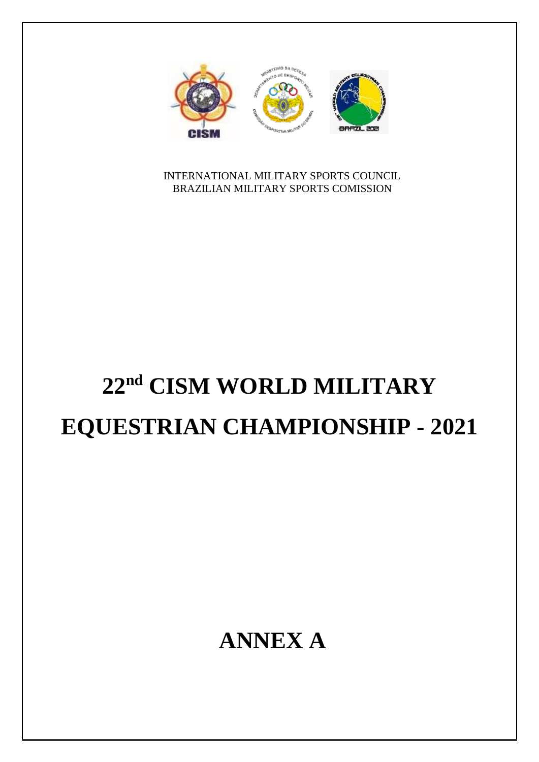INTERNATIONAL MILITARY SPORTS COUNCIL
BRAZILIAN MILITARY SPORTS COMISSION

# 22nd CISM WORLD MILITARY EQUESTRIAN CHAMPIONSHIP - 2021

# ANNEX A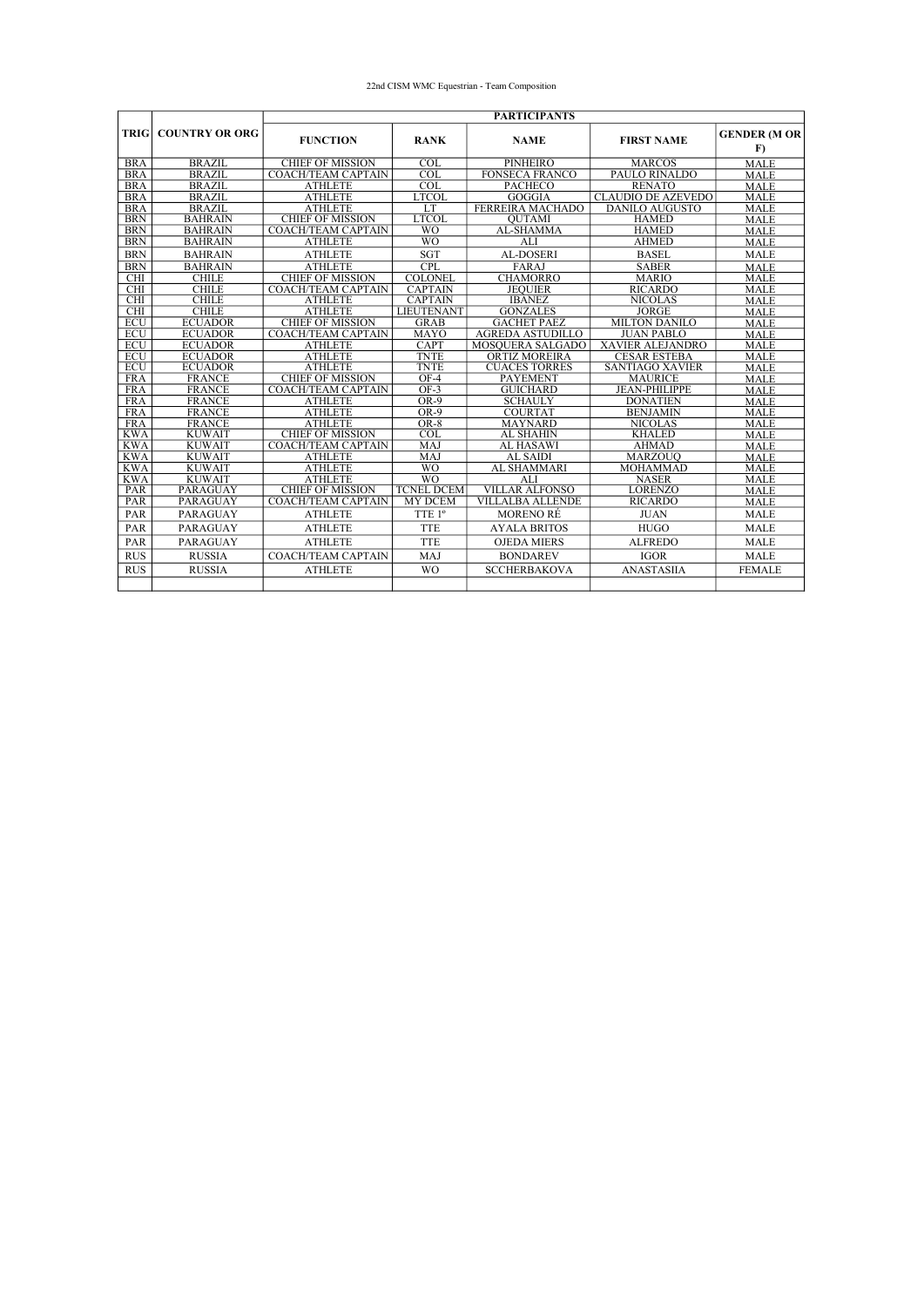22nd CISM WMC Equestrian - Team Composition

| TRIG | COUNTRY OR ORG | PARTICIPANTS | | | | |
|---|---|---|---|---|---|---|
| | | FUNCTION | RANK | NAME | FIRST NAME | GENDER (M OR F) |
| BRA | BRAZIL | CHIEF OF MISSION | COL | PINHEIRO | MARCOS | MALE |
| BRA | BRAZIL | COACH/TEAM CAPTAIN | COL | FONSECA FRANCO | PAULO RINALDO | MALE |
| BRA | BRAZIL | ATHLETE | COL | PACHECO | RENATO | MALE |
| BRA | BRAZIL | ATHLETE | LTCOL | GOGGIA | CLAUDIO DE AZEVEDO | MALE |
| BRA | BRAZIL | ATHLETE | LT | FERREIRA MACHADO | DANILO AUGUSTO | MALE |
| BRN | BAHRAIN | CHIEF OF MISSION | LTCOL | QUTAMI | HAMED | MALE |
| BRN | BAHRAIN | COACH/TEAM CAPTAIN | WO | AL-SHAMMA | HAMED | MALE |
| BRN | BAHRAIN | ATHLETE | WO | ALI | AHMED | MALE |
| BRN | BAHRAIN | ATHLETE | SGT | AL-DOSERI | BASEL | MALE |
| BRN | BAHRAIN | ATHLETE | CPL | FARAJ | SABER | MALE |
| CHI | CHILE | CHIEF OF MISSION | COLONEL | CHAMORRO | MARIO | MALE |
| CHI | CHILE | COACH/TEAM CAPTAIN | CAPTAIN | JEQUIER | RICARDO | MALE |
| CHI | CHILE | ATHLETE | CAPTAIN | IBAÑEZ | NICOLAS | MALE |
| CHI | CHILE | ATHLETE | LIEUTENANT | GONZALES | JORGE | MALE |
| ECU | ECUADOR | CHIEF OF MISSION | GRAB | GACHET PAEZ | MILTON DANILO | MALE |
| ECU | ECUADOR | COACH/TEAM CAPTAIN | MAYO | AGREDA ASTUDILLO | JUAN PABLO | MALE |
| ECU | ECUADOR | ATHLETE | CAPT | MOSQUERA SALGADO | XAVIER ALEJANDRO | MALE |
| ECU | ECUADOR | ATHLETE | TNTE | ORTIZ MOREIRA | CESAR ESTEBA | MALE |
| ECU | ECUADOR | ATHLETE | TNTE | CUACES TORRES | SANTIAGO XAVIER | MALE |
| FRA | FRANCE | CHIEF OF MISSION | OF-4 | PAYEMENT | MAURICE | MALE |
| FRA | FRANCE | COACH/TEAM CAPTAIN | OF-3 | GUICHARD | JEAN-PHILIPPE | MALE |
| FRA | FRANCE | ATHLETE | OR-9 | SCHAULY | DONATIEN | MALE |
| FRA | FRANCE | ATHLETE | OR-9 | COURTAT | BENJAMIN | MALE |
| FRA | FRANCE | ATHLETE | OR-8 | MAYNARD | NICOLAS | MALE |
| KWA | KUWAIT | CHIEF OF MISSION | COL | AL SHAHIN | KHALED | MALE |
| KWA | KUWAIT | COACH/TEAM CAPTAIN | MAJ | AL HASAWI | AHMAD | MALE |
| KWA | KUWAIT | ATHLETE | MAJ | AL SAIDI | MARZOUQ | MALE |
| KWA | KUWAIT | ATHLETE | WO | AL SHAMMARI | MOHAMMAD | MALE |
| KWA | KUWAIT | ATHLETE | WO | ALI | NASER | MALE |
| PAR | PARAGUAY | CHIEF OF MISSION | TCNEL DCEM | VILLAR ALFONSO | LORENZO | MALE |
| PAR | PARAGUAY | COACH/TEAM CAPTAIN | MY DCEM | VILLALBA ALLENDE | RICARDO | MALE |
| PAR | PARAGUAY | ATHLETE | TTE 1º | MORENO RÉ | JUAN | MALE |
| PAR | PARAGUAY | ATHLETE | TTE | AYALA BRITOS | HUGO | MALE |
| PAR | PARAGUAY | ATHLETE | TTE | OJEDA MIERS | ALFREDO | MALE |
| RUS | RUSSIA | COACH/TEAM CAPTAIN | MAJ | BONDAREV | IGOR | MALE |
| RUS | RUSSIA | ATHLETE | WO | SCCHERBAKOVA | ANASTASIIA | FEMALE |
| | | | | | | |